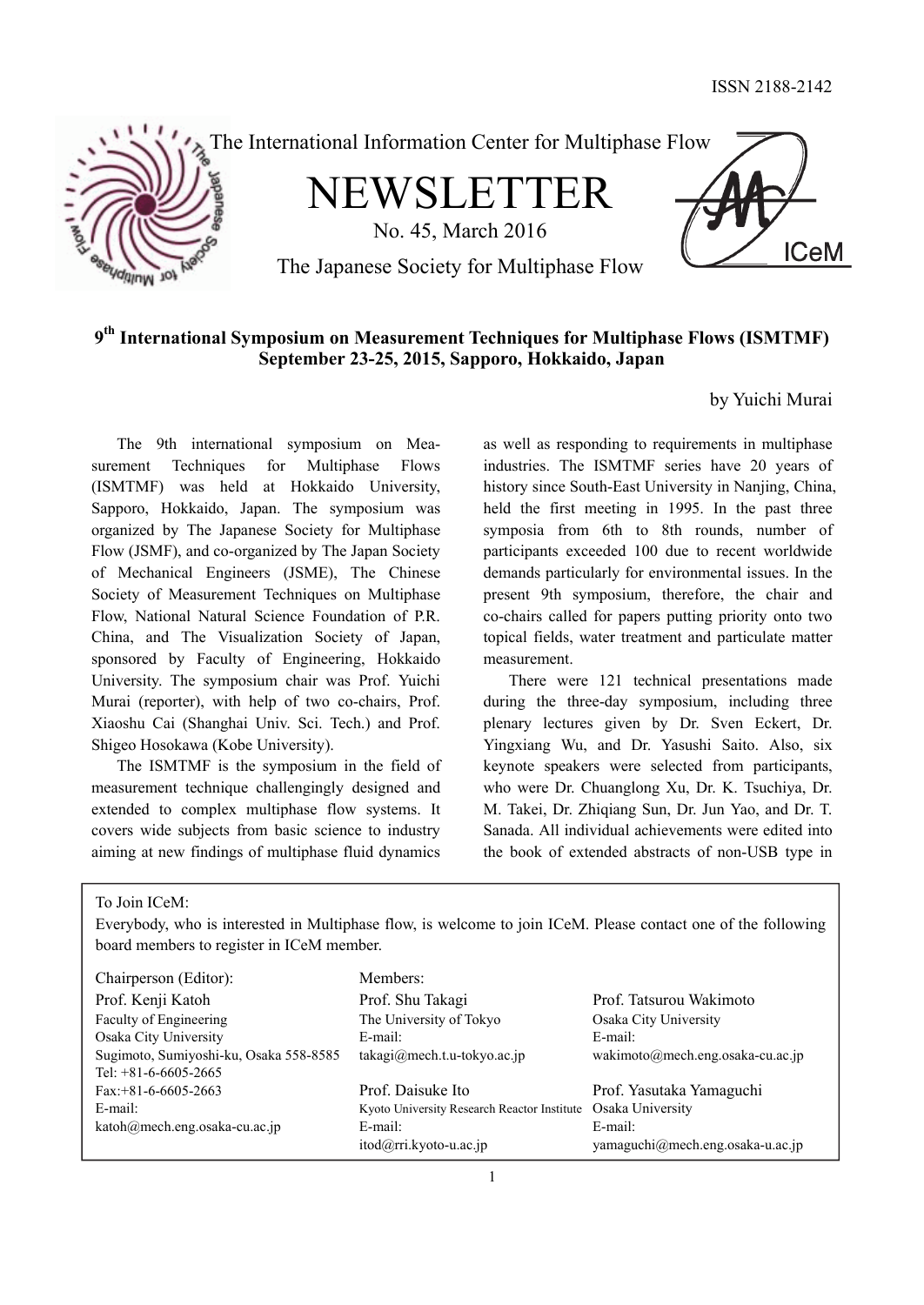ISSN 2188-2142

The International Information Center for Multiphase Flow

# NEWSLETTER

No. 45, March 2016

The Japanese Society for Multiphase Flow

## 9th International Symposium on Measurement Techniques for Multiphase Flows (ISMTMF) September 23-25, 2015, Sapporo, Hokkaido, Japan

by Yuichi Murai

The 9th international symposium on Measurement Techniques for Multiphase Flows (ISMTMF) was held at Hokkaido University, Sapporo, Hokkaido, Japan. The symposium was organized by The Japanese Society for Multiphase Flow (JSMF), and co-organized by The Japan Society of Mechanical Engineers (JSME), The Chinese Society of Measurement Techniques on Multiphase Flow, National Natural Science Foundation of P.R. China, and The Visualization Society of Japan, sponsored by Faculty of Engineering, Hokkaido University. The symposium chair was Prof. Yuichi Murai (reporter), with help of two co-chairs, Prof. Xiaoshu Cai (Shanghai Univ. Sci. Tech.) and Prof. Shigeo Hosokawa (Kobe University).

The ISMTMF is the symposium in the field of measurement technique challengingly designed and extended to complex multiphase flow systems. It covers wide subjects from basic science to industry aiming at new findings of multiphase fluid dynamics as well as responding to requirements in multiphase industries. The ISMTMF series have 20 years of history since South-East University in Nanjing, China, held the first meeting in 1995. In the past three symposia from 6th to 8th rounds, number of participants exceeded 100 due to recent worldwide demands particularly for environmental issues. In the present 9th symposium, therefore, the chair and co-chairs called for papers putting priority onto two topical fields, water treatment and particulate matter measurement.

There were 121 technical presentations made during the three-day symposium, including three plenary lectures given by Dr. Sven Eckert, Dr. Yingxiang Wu, and Dr. Yasushi Saito. Also, six keynote speakers were selected from participants, who were Dr. Chuanglong Xu, Dr. K. Tsuchiya, Dr. M. Takei, Dr. Zhiqiang Sun, Dr. Jun Yao, and Dr. T. Sanada. All individual achievements were edited into the book of extended abstracts of non-USB type in

---

To Join ICeM:

Everybody, who is interested in Multiphase flow, is welcome to join ICeM. Please contact one of the following board members to register in ICeM member.

Chairperson (Editor):

Prof. Kenji Katoh
Faculty of Engineering
Osaka City University
Sugimoto, Sumiyoshi-ku, Osaka 558-8585
Tel: +81-6-6605-2665
Fax:+81-6-6605-2663
E-mail:
katoh@mech.eng.osaka-cu.ac.jp

Members:

Prof. Shu Takagi
The University of Tokyo
E-mail:
takagi@mech.t.u-tokyo.ac.jp

Prof. Daisuke Ito
Kyoto University Research Reactor Institute
E-mail:
itod@rri.kyoto-u.ac.jp

Prof. Tatsurou Wakimoto
Osaka City University
E-mail:
wakimoto@mech.eng.osaka-cu.ac.jp

Prof. Yasutaka Yamaguchi
Osaka University
E-mail:
yamaguchi@mech.eng.osaka-u.ac.jp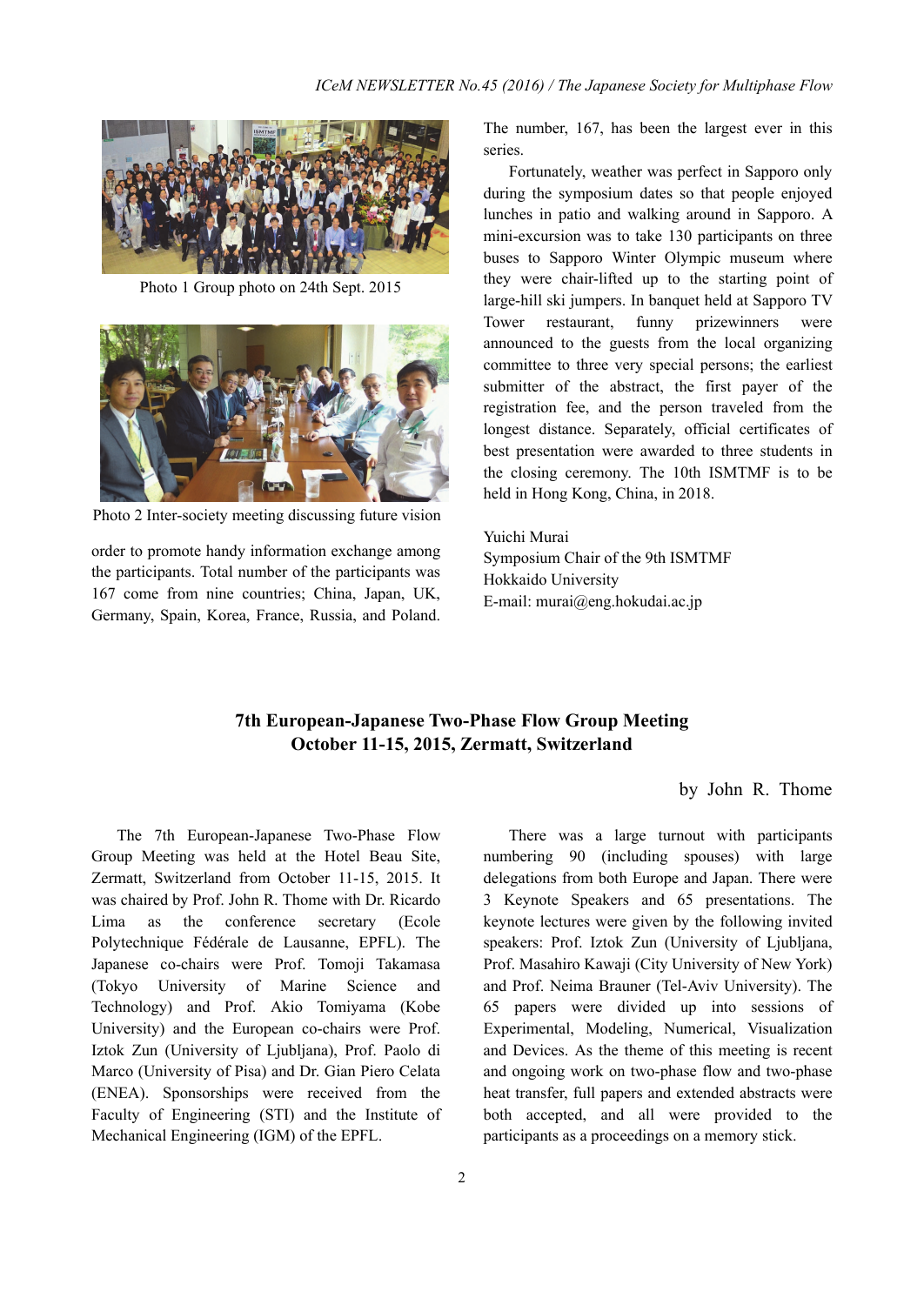Photo 1 Group photo on 24th Sept. 2015

Photo 2 Inter-society meeting discussing future vision

order to promote handy information exchange among the participants. Total number of the participants was 167 come from nine countries; China, Japan, UK, Germany, Spain, Korea, France, Russia, and Poland. The number, 167, has been the largest ever in this series.

Fortunately, weather was perfect in Sapporo only during the symposium dates so that people enjoyed lunches in patio and walking around in Sapporo. A mini-excursion was to take 130 participants on three buses to Sapporo Winter Olympic museum where they were chair-lifted up to the starting point of large-hill ski jumpers. In banquet held at Sapporo TV Tower restaurant, funny prizewinners were announced to the guests from the local organizing committee to three very special persons; the earliest submitter of the abstract, the first payer of the registration fee, and the person traveled from the longest distance. Separately, official certificates of best presentation were awarded to three students in the closing ceremony. The 10th ISMTMF is to be held in Hong Kong, China, in 2018.

Yuichi Murai
Symposium Chair of the 9th ISMTMF
Hokkaido University
E-mail: murai@eng.hokudai.ac.jp

## 7th European-Japanese Two-Phase Flow Group Meeting
## October 11-15, 2015, Zermatt, Switzerland

by John R. Thome

The 7th European-Japanese Two-Phase Flow Group Meeting was held at the Hotel Beau Site, Zermatt, Switzerland from October 11-15, 2015. It was chaired by Prof. John R. Thome with Dr. Ricardo Lima as the conference secretary (Ecole Polytechnique Fédérale de Lausanne, EPFL). The Japanese co-chairs were Prof. Tomoji Takamasa (Tokyo University of Marine Science and Technology) and Prof. Akio Tomiyama (Kobe University) and the European co-chairs were Prof. Iztok Zun (University of Ljubljana), Prof. Paolo di Marco (University of Pisa) and Dr. Gian Piero Celata (ENEA). Sponsorships were received from the Faculty of Engineering (STI) and the Institute of Mechanical Engineering (IGM) of the EPFL.

There was a large turnout with participants numbering 90 (including spouses) with large delegations from both Europe and Japan. There were 3 Keynote Speakers and 65 presentations. The keynote lectures were given by the following invited speakers: Prof. Iztok Zun (University of Ljubljana, Prof. Masahiro Kawaji (City University of New York) and Prof. Neima Brauner (Tel-Aviv University). The 65 papers were divided up into sessions of Experimental, Modeling, Numerical, Visualization and Devices. As the theme of this meeting is recent and ongoing work on two-phase flow and two-phase heat transfer, full papers and extended abstracts were both accepted, and all were provided to the participants as a proceedings on a memory stick.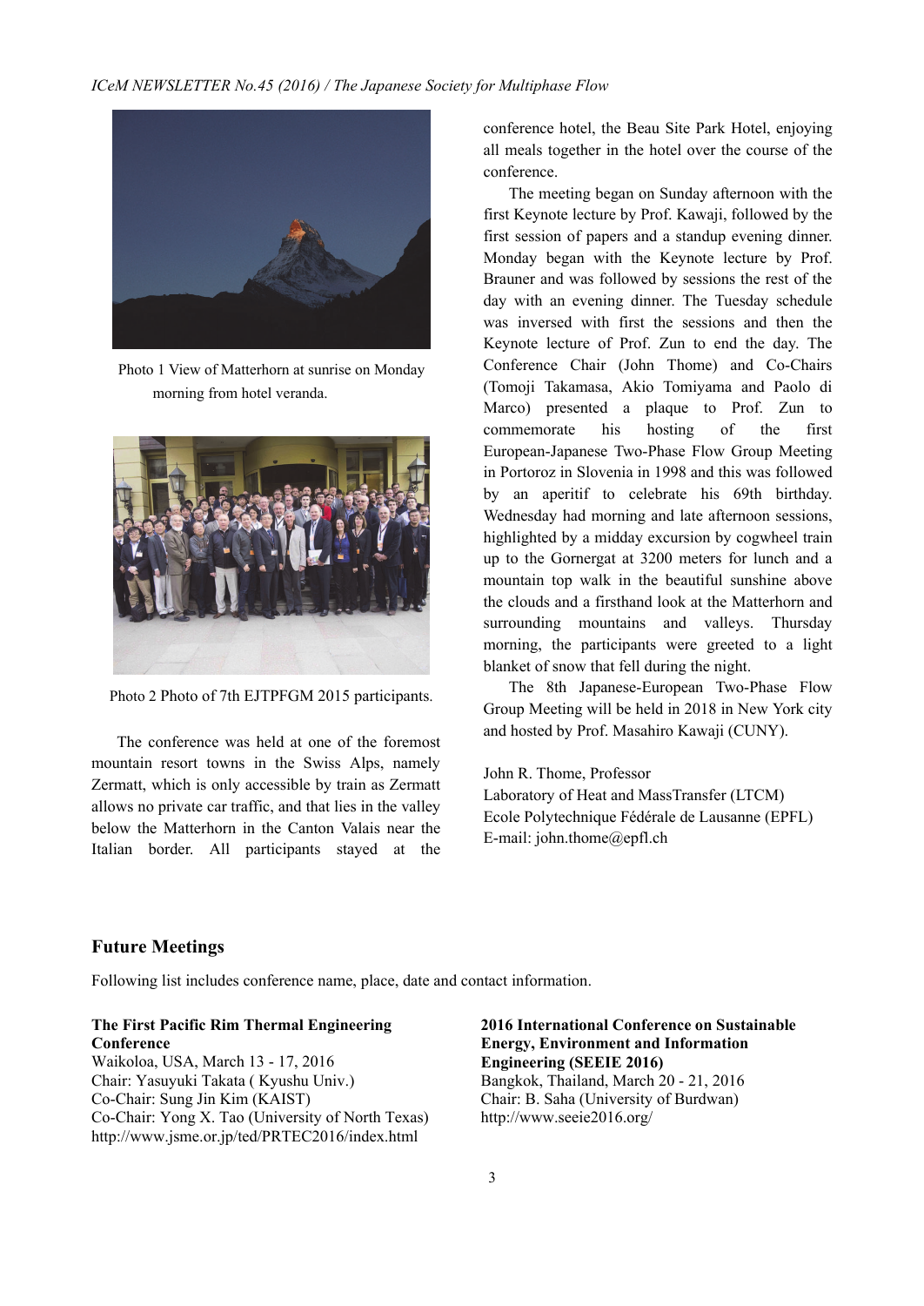Photo 1 View of Matterhorn at sunrise on Monday morning from hotel veranda.

Photo 2 Photo of 7th EJTPFGM 2015 participants.

The conference was held at one of the foremost mountain resort towns in the Swiss Alps, namely Zermatt, which is only accessible by train as Zermatt allows no private car traffic, and that lies in the valley below the Matterhorn in the Canton Valais near the Italian border. All participants stayed at the conference hotel, the Beau Site Park Hotel, enjoying all meals together in the hotel over the course of the conference.

The meeting began on Sunday afternoon with the first Keynote lecture by Prof. Kawaji, followed by the first session of papers and a standup evening dinner. Monday began with the Keynote lecture by Prof. Brauner and was followed by sessions the rest of the day with an evening dinner. The Tuesday schedule was inversed with first the sessions and then the Keynote lecture of Prof. Zun to end the day. The Conference Chair (John Thome) and Co-Chairs (Tomoji Takamasa, Akio Tomiyama and Paolo di Marco) presented a plaque to Prof. Zun to commemorate his hosting of the first European-Japanese Two-Phase Flow Group Meeting in Portoroz in Slovenia in 1998 and this was followed by an aperitif to celebrate his 69th birthday. Wednesday had morning and late afternoon sessions, highlighted by a midday excursion by cogwheel train up to the Gornergat at 3200 meters for lunch and a mountain top walk in the beautiful sunshine above the clouds and a firsthand look at the Matterhorn and surrounding mountains and valleys. Thursday morning, the participants were greeted to a light blanket of snow that fell during the night.

The 8th Japanese-European Two-Phase Flow Group Meeting will be held in 2018 in New York city and hosted by Prof. Masahiro Kawaji (CUNY).

John R. Thome, Professor
Laboratory of Heat and MassTransfer (LTCM)
Ecole Polytechnique Fédérale de Lausanne (EPFL)
E-mail: john.thome@epfl.ch

## Future Meetings

Following list includes conference name, place, date and contact information.

**The First Pacific Rim Thermal Engineering Conference**
Waikoloa, USA, March 13 - 17, 2016
Chair: Yasuyuki Takata ( Kyushu Univ.)
Co-Chair: Sung Jin Kim (KAIST)
Co-Chair: Yong X. Tao (University of North Texas)
http://www.jsme.or.jp/ted/PRTEC2016/index.html

**2016 International Conference on Sustainable Energy, Environment and Information Engineering (SEEIE 2016)**
Bangkok, Thailand, March 20 - 21, 2016
Chair: B. Saha (University of Burdwan)
http://www.seeie2016.org/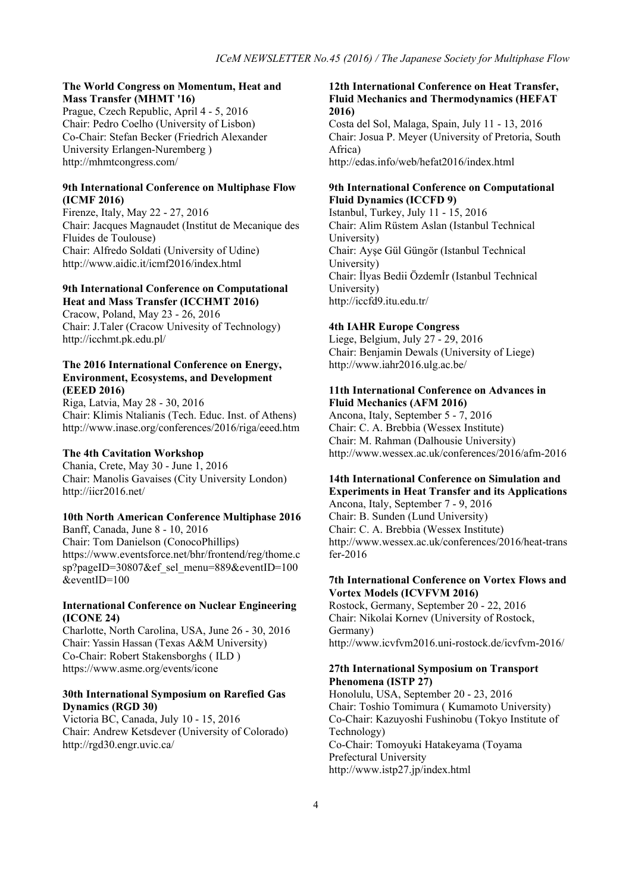**The World Congress on Momentum, Heat and Mass Transfer (MHMT '16)**
Prague, Czech Republic, April 4 - 5, 2016
Chair: Pedro Coelho (University of Lisbon)
Co-Chair: Stefan Becker (Friedrich Alexander University Erlangen-Nuremberg )
http://mhmtcongress.com/

**9th International Conference on Multiphase Flow (ICMF 2016)**
Firenze, Italy, May 22 - 27, 2016
Chair: Jacques Magnaudet (Institut de Mecanique des Fluides de Toulouse)
Chair: Alfredo Soldati (University of Udine)
http://www.aidic.it/icmf2016/index.html

**9th International Conference on Computational Heat and Mass Transfer (ICCHMT 2016)**
Cracow, Poland, May 23 - 26, 2016
Chair: J.Taler (Cracow Univesity of Technology)
http://icchmt.pk.edu.pl/

**The 2016 International Conference on Energy, Environment, Ecosystems, and Development (EEED 2016)**
Riga, Latvia, May 28 - 30, 2016
Chair: Klimis Ntalianis (Tech. Educ. Inst. of Athens)
http://www.inase.org/conferences/2016/riga/eeed.htm

**The 4th Cavitation Workshop**
Chania, Crete, May 30 - June 1, 2016
Chair: Manolis Gavaises (City University London)
http://iicr2016.net/

**10th North American Conference Multiphase 2016**
Banff, Canada, June 8 - 10, 2016
Chair: Tom Danielson (ConocoPhillips)
https://www.eventsforce.net/bhr/frontend/reg/thome.csp?pageID=30807&ef_sel_menu=889&eventID=100&eventID=100

**International Conference on Nuclear Engineering (ICONE 24)**
Charlotte, North Carolina, USA, June 26 - 30, 2016
Chair: Yassin Hassan (Texas A&M University)
Co-Chair: Robert Stakensborghs ( ILD )
https://www.asme.org/events/icone

**30th International Symposium on Rarefied Gas Dynamics (RGD 30)**
Victoria BC, Canada, July 10 - 15, 2016
Chair: Andrew Ketsdever (University of Colorado)
http://rgd30.engr.uvic.ca/

**12th International Conference on Heat Transfer, Fluid Mechanics and Thermodynamics (HEFAT 2016)**
Costa del Sol, Malaga, Spain, July 11 - 13, 2016
Chair: Josua P. Meyer (University of Pretoria, South Africa)
http://edas.info/web/hefat2016/index.html

**9th International Conference on Computational Fluid Dynamics (ICCFD 9)**
Istanbul, Turkey, July 11 - 15, 2016
Chair: Alim Rüstem Aslan (Istanbul Technical University)
Chair: Ayşe Gül Güngör (Istanbul Technical University)
Chair: İlyas Bedii Özdemİr (Istanbul Technical University)
http://iccfd9.itu.edu.tr/

**4th IAHR Europe Congress**
Liege, Belgium, July 27 - 29, 2016
Chair: Benjamin Dewals (University of Liege)
http://www.iahr2016.ulg.ac.be/

**11th International Conference on Advances in Fluid Mechanics (AFM 2016)**
Ancona, Italy, September 5 - 7, 2016
Chair: C. A. Brebbia (Wessex Institute)
Chair: M. Rahman (Dalhousie University)
http://www.wessex.ac.uk/conferences/2016/afm-2016

**14th International Conference on Simulation and Experiments in Heat Transfer and its Applications**
Ancona, Italy, September 7 - 9, 2016
Chair: B. Sunden (Lund University)
Chair: C. A. Brebbia (Wessex Institute)
http://www.wessex.ac.uk/conferences/2016/heat-transfer-2016

**7th International Conference on Vortex Flows and Vortex Models (ICVFVM 2016)**
Rostock, Germany, September 20 - 22, 2016
Chair: Nikolai Kornev (University of Rostock, Germany)
http://www.icvfvm2016.uni-rostock.de/icvfvm-2016/

**27th International Symposium on Transport Phenomena (ISTP 27)**
Honolulu, USA, September 20 - 23, 2016
Chair: Toshio Tomimura ( Kumamoto University)
Co-Chair: Kazuyoshi Fushinobu (Tokyo Institute of Technology)
Co-Chair: Tomoyuki Hatakeyama (Toyama Prefectural University
http://www.istp27.jp/index.html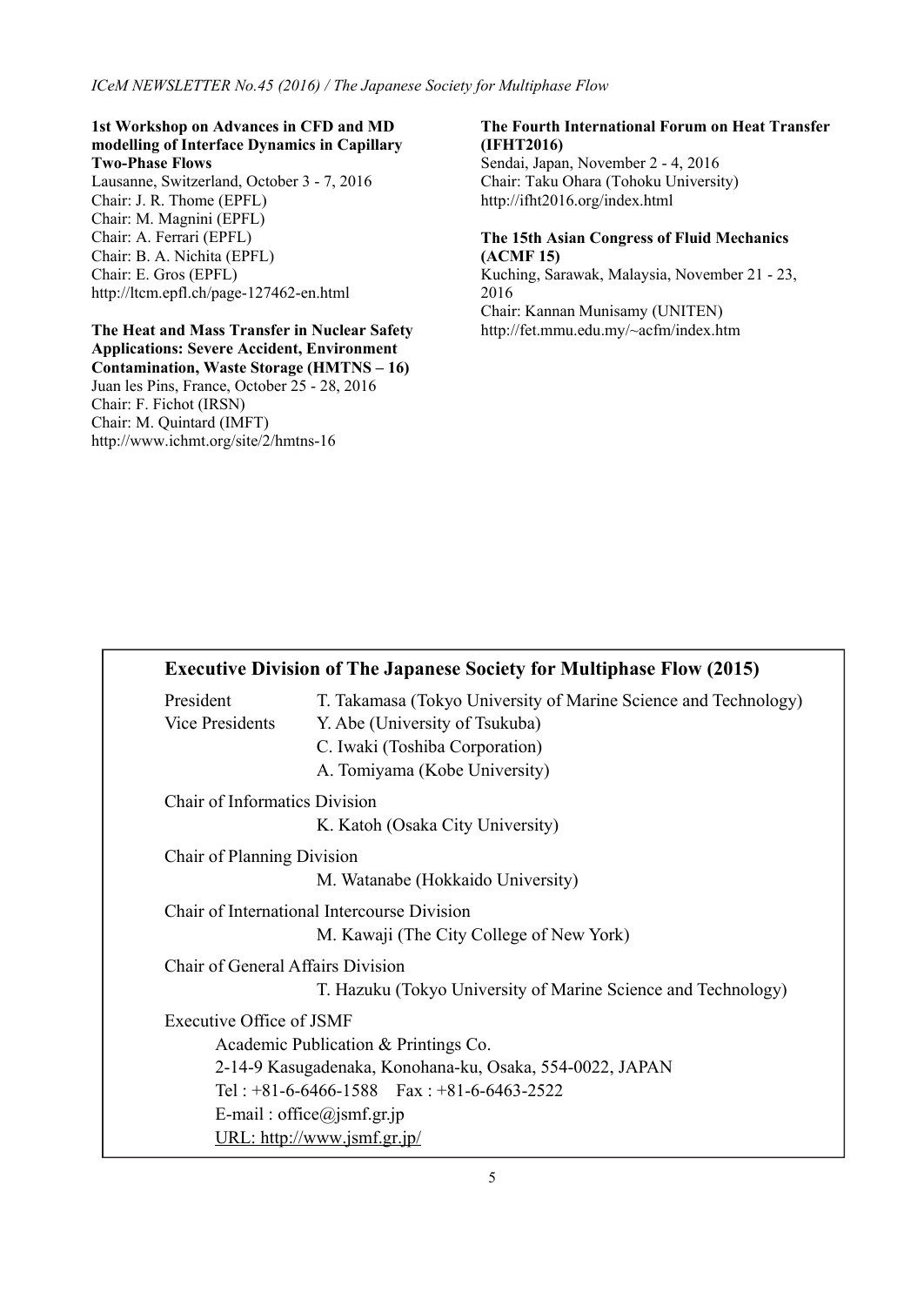**1st Workshop on Advances in CFD and MD modelling of Interface Dynamics in Capillary Two-Phase Flows**
Lausanne, Switzerland, October 3 - 7, 2016
Chair: J. R. Thome (EPFL)
Chair: M. Magnini (EPFL)
Chair: A. Ferrari (EPFL)
Chair: B. A. Nichita (EPFL)
Chair: E. Gros (EPFL)
http://ltcm.epfl.ch/page-127462-en.html

**The Heat and Mass Transfer in Nuclear Safety Applications: Severe Accident, Environment Contamination, Waste Storage (HMTNS – 16)**
Juan les Pins, France, October 25 - 28, 2016
Chair: F. Fichot (IRSN)
Chair: M. Quintard (IMFT)
http://www.ichmt.org/site/2/hmtns-16

**The Fourth International Forum on Heat Transfer (IFHT2016)**
Sendai, Japan, November 2 - 4, 2016
Chair: Taku Ohara (Tohoku University)
http://ifht2016.org/index.html

**The 15th Asian Congress of Fluid Mechanics (ACMF 15)**
Kuching, Sarawak, Malaysia, November 21 - 23, 2016
Chair: Kannan Munisamy (UNITEN)
http://fet.mmu.edu.my/~acfm/index.htm

## Executive Division of The Japanese Society for Multiphase Flow (2015)

President — T. Takamasa (Tokyo University of Marine Science and Technology)

Vice Presidents — Y. Abe (University of Tsukuba)
C. Iwaki (Toshiba Corporation)
A. Tomiyama (Kobe University)

Chair of Informatics Division
K. Katoh (Osaka City University)

Chair of Planning Division
M. Watanabe (Hokkaido University)

Chair of International Intercourse Division
M. Kawaji (The City College of New York)

Chair of General Affairs Division
T. Hazuku (Tokyo University of Marine Science and Technology)

Executive Office of JSMF
Academic Publication & Printings Co.
2-14-9 Kasugadenaka, Konohana-ku, Osaka, 554-0022, JAPAN
Tel : +81-6-6466-1588　Fax : +81-6-6463-2522
E-mail : office@jsmf.gr.jp
URL: http://www.jsmf.gr.jp/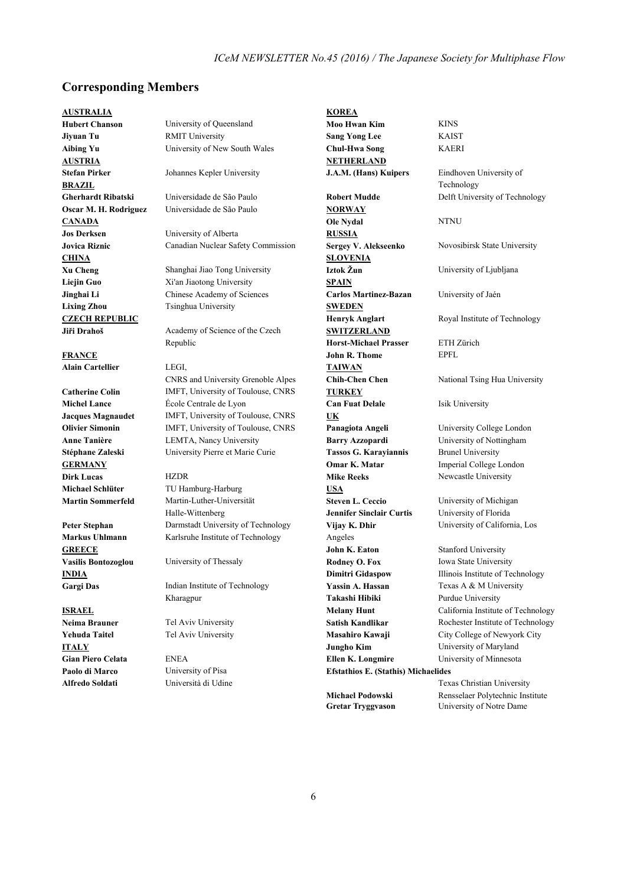## Corresponding Members

**AUSTRALIA**

| | |
|---|---|
| **Hubert Chanson** | University of Queensland |
| **Jiyuan Tu** | RMIT University |
| **Aibing Yu** | University of New South Wales |

**AUSTRIA**

| | |
|---|---|
| **Stefan Pirker** | Johannes Kepler University |

**BRAZIL**

| | |
|---|---|
| **Gherhardt Ribatski** | Universidade de São Paulo |
| **Oscar M. H. Rodriguez** | Universidade de São Paulo |

**CANADA**

| | |
|---|---|
| **Jos Derksen** | University of Alberta |
| **Jovica Riznic** | Canadian Nuclear Safety Commission |

**CHINA**

| | |
|---|---|
| **Xu Cheng** | Shanghai Jiao Tong University |
| **Liejin Guo** | Xi'an Jiaotong University |
| **Jinghai Li** | Chinese Academy of Sciences |
| **Lixing Zhou** | Tsinghua University |

**CZECH REPUBLIC**

| | |
|---|---|
| **Jiři Drahoš** | Academy of Science of the Czech Republic |

**FRANCE**

| | |
|---|---|
| **Alain Cartellier** | LEGI, CNRS and University Grenoble Alpes |
| **Catherine Colin** | IMFT, University of Toulouse, CNRS |
| **Michel Lance** | École Centrale de Lyon |
| **Jacques Magnaudet** | IMFT, University of Toulouse, CNRS |
| **Olivier Simonin** | IMFT, University of Toulouse, CNRS |
| **Anne Tanière** | LEMTA, Nancy University |
| **Stéphane Zaleski** | University Pierre et Marie Curie |

**GERMANY**

| | |
|---|---|
| **Dirk Lucas** | HZDR |
| **Michael Schlüter** | TU Hamburg-Harburg |
| **Martin Sommerfeld** | Martin-Luther-Universität Halle-Wittenberg |
| **Peter Stephan** | Darmstadt University of Technology |
| **Markus Uhlmann** | Karlsruhe Institute of Technology |

**GREECE**

| | |
|---|---|
| **Vasilis Bontozoglou** | University of Thessaly |

**INDIA**

| | |
|---|---|
| **Gargi Das** | Indian Institute of Technology Kharagpur |

**ISRAEL**

| | |
|---|---|
| **Neima Brauner** | Tel Aviv University |
| **Yehuda Taitel** | Tel Aviv University |

**ITALY**

| | |
|---|---|
| **Gian Piero Celata** | ENEA |
| **Paolo di Marco** | University of Pisa |
| **Alfredo Soldati** | Università di Udine |

**KOREA**

| | |
|---|---|
| **Moo Hwan Kim** | KINS |
| **Sang Yong Lee** | KAIST |
| **Chul-Hwa Song** | KAERI |

**NETHERLAND**

| | |
|---|---|
| **J.A.M. (Hans) Kuipers** | Eindhoven University of Technology |
| **Robert Mudde** | Delft University of Technology |

**NORWAY**

| | |
|---|---|
| **Ole Nydal** | NTNU |

**RUSSIA**

| | |
|---|---|
| **Sergey V. Alekseenko** | Novosibirsk State University |

**SLOVENIA**

| | |
|---|---|
| **Iztok Žun** | University of Ljubljana |

**SPAIN**

| | |
|---|---|
| **Carlos Martinez-Bazan** | University of Jaén |

**SWEDEN**

| | |
|---|---|
| **Henryk Anglart** | Royal Institute of Technology |

**SWITZERLAND**

| | |
|---|---|
| **Horst-Michael Prasser** | ETH Zürich |
| **John R. Thome** | EPFL |

**TAIWAN**

| | |
|---|---|
| **Chih-Chen Chen** | National Tsing Hua University |

**TURKEY**

| | |
|---|---|
| **Can Fuat Delale** | Isik University |

**UK**

| | |
|---|---|
| **Panagiota Angeli** | University College London |
| **Barry Azzopardi** | University of Nottingham |
| **Tassos G. Karayiannis** | Brunel University |
| **Omar K. Matar** | Imperial College London |
| **Mike Reeks** | Newcastle University |

**USA**

| | |
|---|---|
| **Steven L. Ceccio** | University of Michigan |
| **Jennifer Sinclair Curtis** | University of Florida |
| **Vijay K. Dhir** | University of California, Los Angeles |
| **John K. Eaton** | Stanford University |
| **Rodney O. Fox** | Iowa State University |
| **Dimitri Gidaspow** | Illinois Institute of Technology |
| **Yassin A. Hassan** | Texas A & M University |
| **Takashi Hibiki** | Purdue University |
| **Melany Hunt** | California Institute of Technology |
| **Satish Kandlikar** | Rochester Institute of Technology |
| **Masahiro Kawaji** | City College of Newyork City |
| **Jungho Kim** | University of Maryland |
| **Ellen K. Longmire** | University of Minnesota |
| **Efstathios E. (Stathis) Michaelides** | Texas Christian University |
| **Michael Podowski** | Rensselaer Polytechnic Institute |
| **Gretar Tryggvason** | University of Notre Dame |